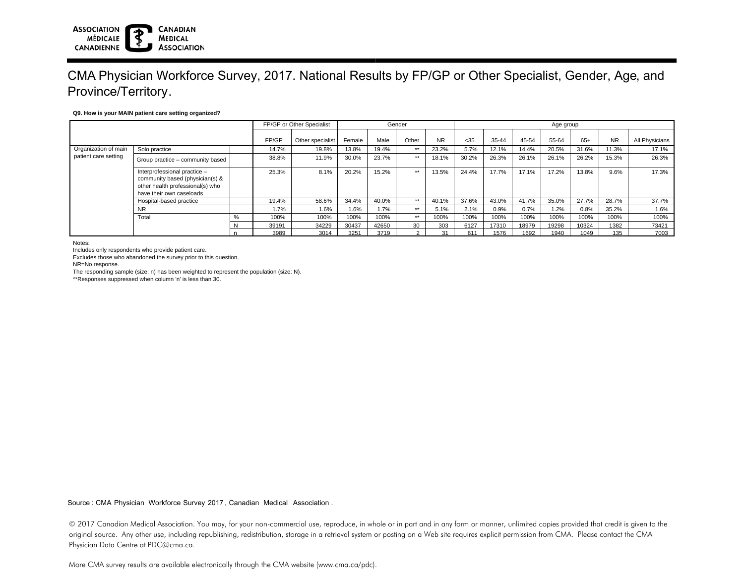ASSOCIATION MÉDICALE CANADIENNE | CANADIAN MEDICAL ASSOCIATION

# CMA Physician Workforce Survey, 2017. National Results by FP/GP or Other Specialist, Gender, Age, and Province/Territory.

**Q9. How is your MAIN patient care setting organized?**

| | | | FP/GP or Other Specialist | | Gender | | | | Age group | | | | | | | |
|---|---|---|---|---|---|---|---|---|---|---|---|---|---|---|---|---|
| | | | FP/GP | Other specialist | Female | Male | Other | NR | <35 | 35-44 | 45-54 | 55-64 | 65+ | NR | All Physicians |
| Organization of main patient care setting | Solo practice | | 14.7% | 19.8% | 13.8% | 19.4% | ** | 23.2% | 5.7% | 12.1% | 14.4% | 20.5% | 31.6% | 11.3% | 17.1% |
| | Group practice – community based | | 38.8% | 11.9% | 30.0% | 23.7% | ** | 18.1% | 30.2% | 26.3% | 26.1% | 26.1% | 26.2% | 15.3% | 26.3% |
| | Interprofessional practice – community based (physician(s) & other health professional(s) who have their own caseloads | | 25.3% | 8.1% | 20.2% | 15.2% | ** | 13.5% | 24.4% | 17.7% | 17.1% | 17.2% | 13.8% | 9.6% | 17.3% |
| | Hospital-based practice | | 19.4% | 58.6% | 34.4% | 40.0% | ** | 40.1% | 37.6% | 43.0% | 41.7% | 35.0% | 27.7% | 28.7% | 37.7% |
| | NR | | 1.7% | 1.6% | 1.6% | 1.7% | ** | 5.1% | 2.1% | 0.9% | 0.7% | 1.2% | 0.8% | 35.2% | 1.6% |
| | Total | % | 100% | 100% | 100% | 100% | ** | 100% | 100% | 100% | 100% | 100% | 100% | 100% | 100% |
| | | N | 39191 | 34229 | 30437 | 42650 | 30 | 303 | 6127 | 17310 | 18979 | 19298 | 10324 | 1382 | 73421 |
| | | n | 3989 | 3014 | 3251 | 3719 | 2 | 31 | 611 | 1576 | 1692 | 1940 | 1049 | 135 | 7003 |

Notes:
Includes only respondents who provide patient care.
Excludes those who abandoned the survey prior to this question.
NR=No response.
The responding sample (size: n) has been weighted to represent the population (size: N).
**Responses suppressed when column 'n' is less than 30.

Source : CMA Physician Workforce Survey 2017 , Canadian Medical Association .

© 2017 Canadian Medical Association. You may, for your non-commercial use, reproduce, in whole or in part and in any form or manner, unlimited copies provided that credit is given to the original source. Any other use, including republishing, redistribution, storage in a retrieval system or posting on a Web site requires explicit permission from CMA. Please contact the CMA Physician Data Centre at PDC@cma.ca.

More CMA survey results are available electronically through the CMA website (www.cma.ca/pdc).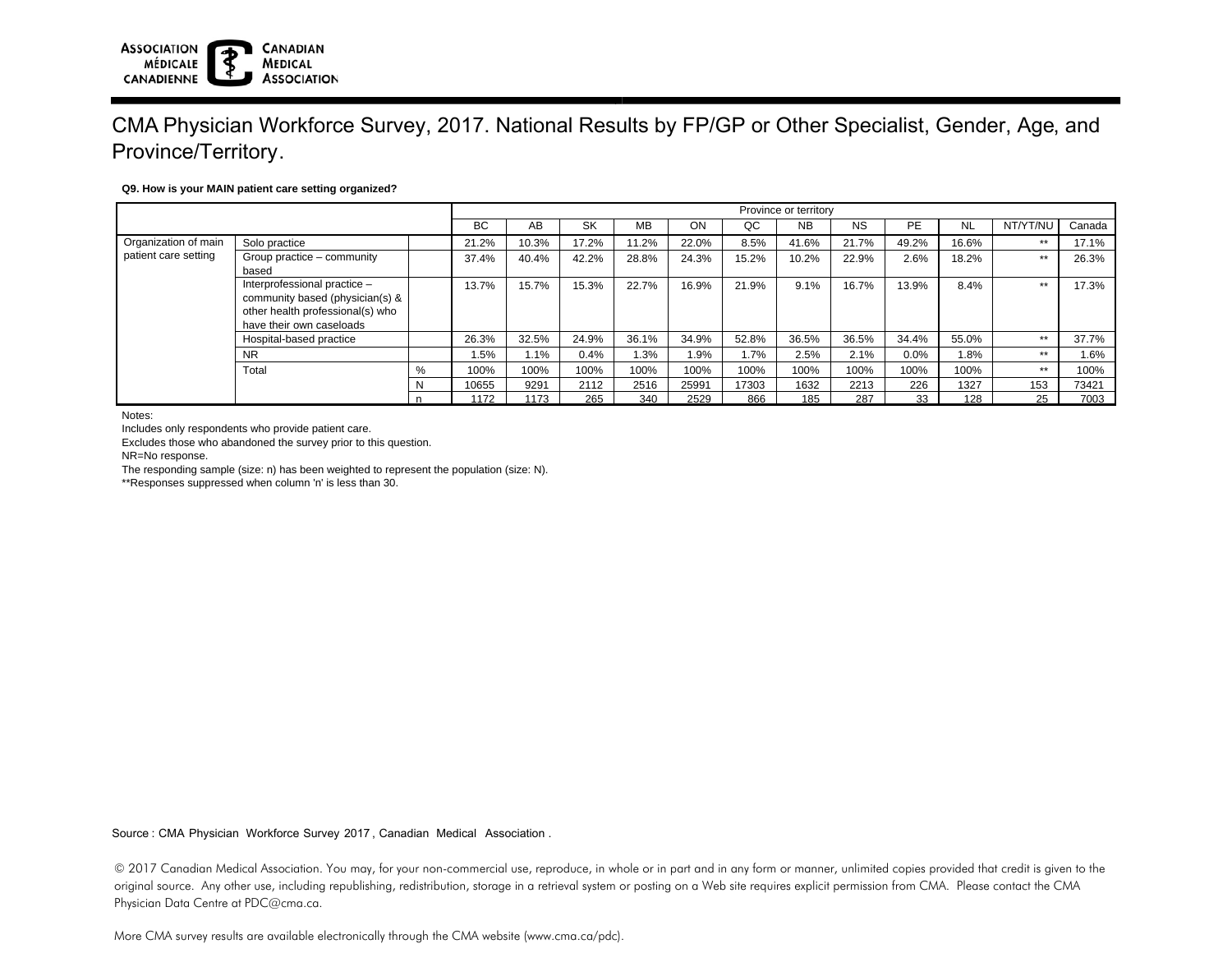# CMA Physician Workforce Survey, 2017. National Results by FP/GP or Other Specialist, Gender, Age, and Province/Territory.

**Q9. How is your MAIN patient care setting organized?**

| | | | Province or territory | | | | | | | | | | | |
|---|---|---|---|---|---|---|---|---|---|---|---|---|---|---|
| | | | BC | AB | SK | MB | ON | QC | NB | NS | PE | NL | NT/YT/NU | Canada |
| Organization of main patient care setting | Solo practice | | 21.2% | 10.3% | 17.2% | 11.2% | 22.0% | 8.5% | 41.6% | 21.7% | 49.2% | 16.6% | ** | 17.1% |
| | Group practice – community based | | 37.4% | 40.4% | 42.2% | 28.8% | 24.3% | 15.2% | 10.2% | 22.9% | 2.6% | 18.2% | ** | 26.3% |
| | Interprofessional practice – community based (physician(s) & other health professional(s) who have their own caseloads | | 13.7% | 15.7% | 15.3% | 22.7% | 16.9% | 21.9% | 9.1% | 16.7% | 13.9% | 8.4% | ** | 17.3% |
| | Hospital-based practice | | 26.3% | 32.5% | 24.9% | 36.1% | 34.9% | 52.8% | 36.5% | 36.5% | 34.4% | 55.0% | ** | 37.7% |
| | NR | | 1.5% | 1.1% | 0.4% | 1.3% | 1.9% | 1.7% | 2.5% | 2.1% | 0.0% | 1.8% | ** | 1.6% |
| | Total | % | 100% | 100% | 100% | 100% | 100% | 100% | 100% | 100% | 100% | 100% | ** | 100% |
| | | N | 10655 | 9291 | 2112 | 2516 | 25991 | 17303 | 1632 | 2213 | 226 | 1327 | 153 | 73421 |
| | | n | 1172 | 1173 | 265 | 340 | 2529 | 866 | 185 | 287 | 33 | 128 | 25 | 7003 |

Notes:

Includes only respondents who provide patient care.

Excludes those who abandoned the survey prior to this question.

NR=No response.

The responding sample (size: n) has been weighted to represent the population (size: N).

**Responses suppressed when column 'n' is less than 30.

Source : CMA Physician Workforce Survey 2017 , Canadian Medical Association .

© 2017 Canadian Medical Association. You may, for your non-commercial use, reproduce, in whole or in part and in any form or manner, unlimited copies provided that credit is given to the original source. Any other use, including republishing, redistribution, storage in a retrieval system or posting on a Web site requires explicit permission from CMA. Please contact the CMA Physician Data Centre at PDC@cma.ca.

More CMA survey results are available electronically through the CMA website (www.cma.ca/pdc).